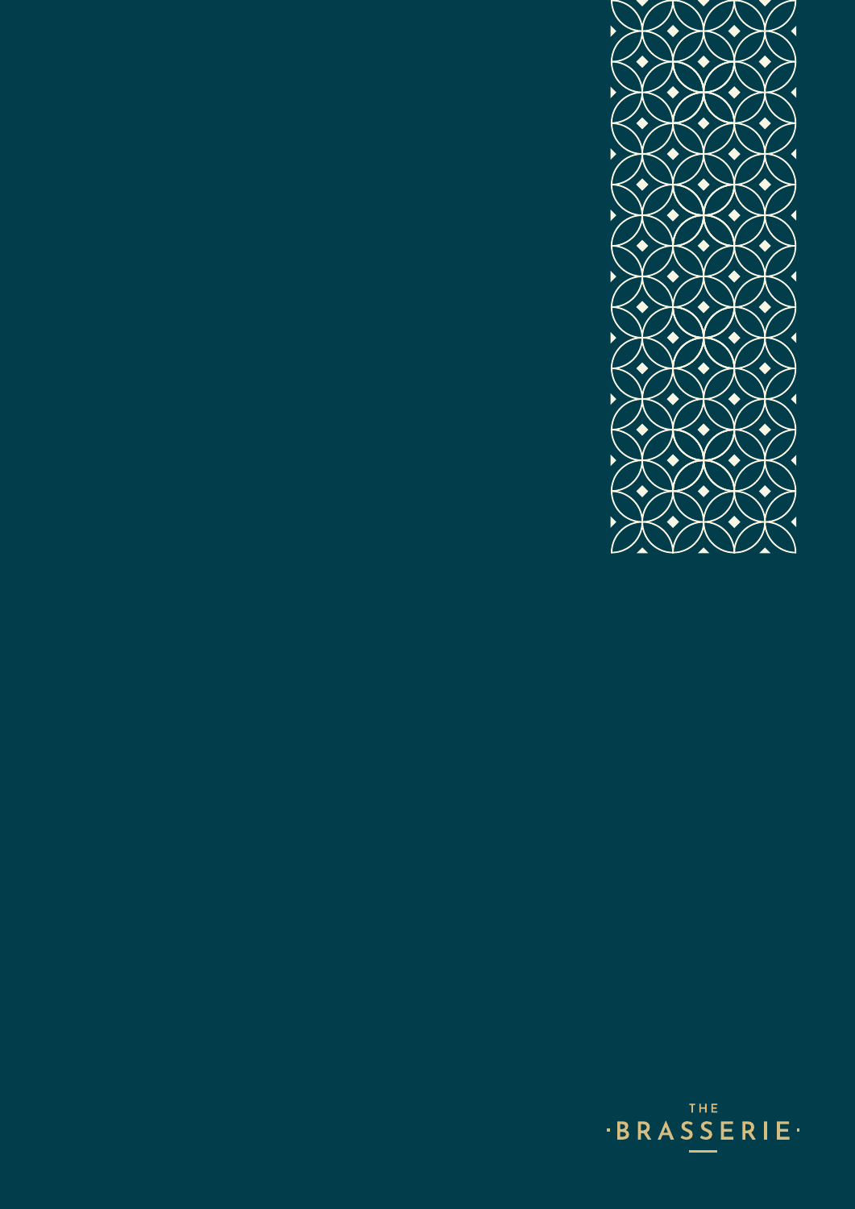THE

·BRASSERIE·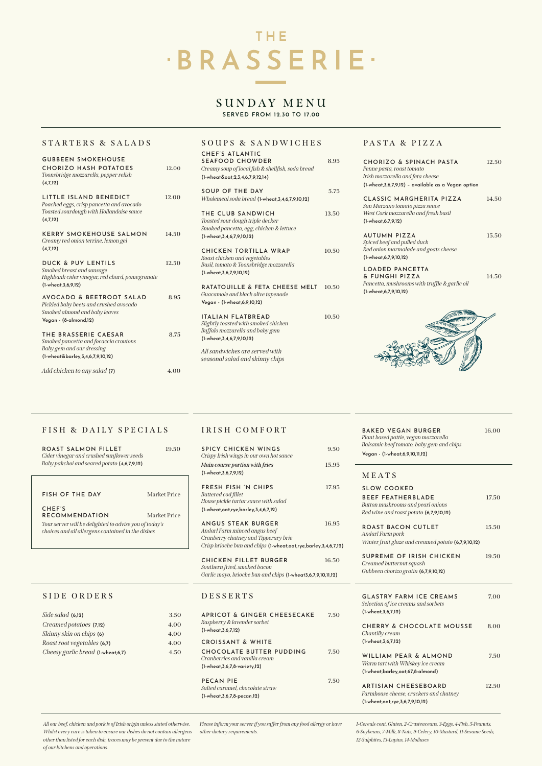# THE ·BRASSERIE·

## SUNDAY MENU

SERVED FROM 12.30 TO 17.00

## STARTERS & SALADS

**GUBBEEN SMOKEHOUSE CHORIZO HASH POTATOES** 12.00
*Toonsbridge mozzarella, pepper relish*
(4,7,12)

**LITTLE ISLAND BENEDICT** 12.00
*Poached eggs, crisp pancetta and avocado*
*Toasted sourdough with Hollandaise sauce*
(4,7,12)

**KERRY SMOKEHOUSE SALMON** 14.50
*Creamy red onion terrine, lemon gel*
(4,7,12)

**DUCK & PUY LENTILS** 12.50
*Smoked breast and sausage*
*Highbank cider vinegar, red chard, pomegranate*
(1-wheat,3,6,9,12)

**AVOCADO & BEETROOT SALAD** 8.95
*Pickled baby beets and crushed avocado*
*Smoked almond and baby leaves*
Vegan - (8-almond,12)

**THE BRASSERIE CAESAR** 8.75
*Smoked pancetta and focaccia croutons*
*Baby gem and our dressing*
(1-wheat&barley,3,4,6,7,9,10,12)

*Add chicken to any salad* (7) 4.00

## SOUPS & SANDWICHES

**CHEF'S ATLANTIC SEAFOOD CHOWDER** 8.95
*Creamy soup of local fish & shellfish, soda bread*
(1-wheat&oat,2,3,4,6,7,9,12,14)

**SOUP OF THE DAY** 5.75
*Wholemeal soda bread* (1-wheat,3,4,6,7,9,10,12)

**THE CLUB SANDWICH** 13.50
*Toasted sour dough triple decker*
*Smoked pancetta, egg, chicken & lettuce*
(1-wheat,3,4,6,7,9,10,12)

**CHICKEN TORTILLA WRAP** 10.50
*Roast chicken and vegetables*
*Basil, tomato & Toonsbridge mozzarella*
(1-wheat,3,6,7,9,10,12)

**RATATOUILLE & FETA CHEESE MELT** 10.50
*Guacamole and black olive tapenade*
Vegan - (1-wheat,6,9,10,12)

**ITALIAN FLATBREAD** 10.50
*Slightly toasted with smoked chicken*
*Buffalo mozzarella and baby gem*
(1-wheat,3,4,6,7,9,10,12)

*All sandwiches are served with seasonal salad and skinny chips*

## PASTA & PIZZA

**CHORIZO & SPINACH PASTA** 12.50
*Penne pasta, roast tomato*
*Irish mozzarella and feta cheese*
(1-wheat,3,6,7,9,12) – available as a Vegan option

**CLASSIC MARGHERITA PIZZA** 14.50
*San Marzano tomato pizza sauce*
*West Cork mozzarella and fresh basil*
(1-wheat,6,7,9,12)

**AUTUMN PIZZA** 15.50
*Spiced beef and pulled duck*
*Red onion marmalade and goats cheese*
(1-wheat,6,7,9,10,12)

**LOADED PANCETTA & FUNGHI PIZZA** 14.50
*Pancetta, mushrooms with truffle & garlic oil*
(1-wheat,6,7,9,10,12)

## FISH & DAILY SPECIALS

**ROAST SALMON FILLET** 19.50
*Cider vinegar and crushed sunflower seeds*
*Baby pakchoi and seared potato* (4,6,7,9,12)

**FISH OF THE DAY** Market Price

**CHEF'S RECOMMENDATION** Market Price

*Your server will be delighted to advise you of today's choices and all allergens contained in the dishes*

## IRISH COMFORT

**SPICY CHICKEN WINGS** 9.50
*Crispy Irish wings in our own hot sauce*
*Main course portion with fries* 15.95
(1-wheat,3,6,7,9,12)

**FRESH FISH 'N CHIPS** 17.95
*Battered cod fillet*
*House pickle tartar sauce with salad*
(1-wheat,oat,rye,barley,3,4,6,7,12)

**ANGUS STEAK BURGER** 16.95
*Andarl Farm minced angus beef*
*Cranberry chutney and Tipperary brie*
*Crisp brioche bun and chips* (1-wheat,oat,rye,barley,3,4,6,7,12)

**CHICKEN FILLET BURGER** 16.50
*Southern fried, smoked bacon*
*Garlic mayo, brioche bun and chips* (1-wheat3,6,7,9,10,11,12)

**BAKED VEGAN BURGER** 16.00
*Plant based pattie, vegan mozzarella*
*Balsamic beef tomato, baby gem and chips*
Vegan - (1-wheat,6,9,10,11,12)

## MEATS

**SLOW COOKED BEEF FEATHERBLADE** 17.50
*Button mushrooms and pearl onions*
*Red wine and roast potato* (6,7,9,10,12)

**ROAST BACON CUTLET** 15.50
*Andarl Farm pork*
*Winter fruit glaze and creamed potato* (6,7,9,10,12)

**SUPREME OF IRISH CHICKEN** 19.50
*Creamed butternut squash*
*Gubbeen chorizo gratin* (6,7,9,10,12)

## SIDE ORDERS

| | |
|---|---|
| *Side salad* (6,12) | 3.50 |
| *Creamed potatoes* (7,12) | 4.00 |
| *Skinny skin on chips* (6) | 4.00 |
| *Roast root vegetables* (6,7) | 4.00 |
| *Cheesy garlic bread* (1-wheat,6,7) | 4.50 |

## DESSERTS

**APRICOT & GINGER CHEESECAKE** 7.50
*Raspberry & lavender sorbet*
(1-wheat,3,6,7,12)

**CROISSANT & WHITE CHOCOLATE BUTTER PUDDING** 7.50
*Cranberries and vanilla cream*
(1-wheat,3,6,7,8-variety,12)

**PECAN PIE** 7.50
*Salted caramel, chocolate straw*
(1-wheat,3,6,7,8-pecan,12)

**GLASTRY FARM ICE CREAMS** 7.00
*Selection of ice creams and sorbets*
(1-wheat,3,6,7,12)

**CHERRY & CHOCOLATE MOUSSE** 8.00
*Chantilly cream*
(1-wheat,3,6,7,12)

**WILLIAM PEAR & ALMOND** 7.50
*Warm tart with Whiskey ice cream*
(1-wheat,barley,oat,6,7,8-almond)

**ARTISIAN CHEESEBOARD** 12.50
*Farmhouse cheese, crackers and chutney*
(1-wheat,oat,rye,3,6,7,9,10,12)

*All our beef, chicken and pork is of Irish origin unless stated otherwise. Whilst every care is taken to ensure our dishes do not contain allergens other than listed for each dish, traces may be present due to the nature of our kitchens and operations.*

*Please inform your server if you suffer from any food allergy or have other dietary requirements.*

*1-Cereals cont. Gluten, 2-Crusteaceans, 3-Eggs, 4-Fish, 5-Peanuts, 6-Soybeans, 7-Milk, 8-Nuts, 9-Celery, 10-Mustard, 11-Sesame Seeds, 12-Sulphites, 13-Lupins, 14-Molluscs*